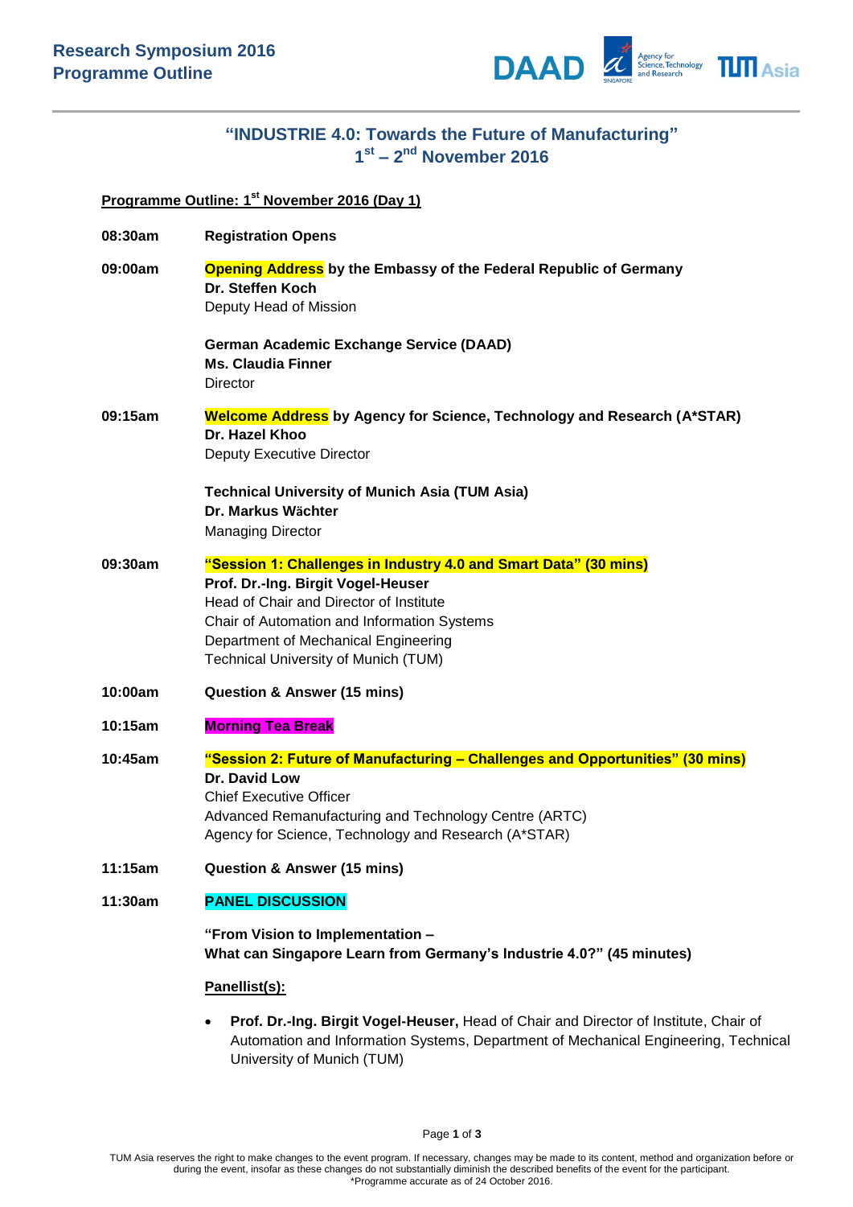**Research Symposium 2016**
**Programme Outline**

DAADAgency for Science, Technology and Research SINGAPORE TUM Asia

## "INDUSTRIE 4.0: Towards the Future of Manufacturing"
## 1st – 2nd November 2016

**Programme Outline: 1st November 2016 (Day 1)**

**08:30am** **Registration Opens**

**09:00am** **Opening Address by the Embassy of the Federal Republic of Germany**
**Dr. Steffen Koch**
Deputy Head of Mission

**German Academic Exchange Service (DAAD)**
**Ms. Claudia Finner**
Director

**09:15am** **Welcome Address by Agency for Science, Technology and Research (A*STAR)**
**Dr. Hazel Khoo**
Deputy Executive Director

**Technical University of Munich Asia (TUM Asia)**
**Dr. Markus Wächter**
Managing Director

**09:30am** **"Session 1: Challenges in Industry 4.0 and Smart Data" (30 mins)**
**Prof. Dr.-Ing. Birgit Vogel-Heuser**
Head of Chair and Director of Institute
Chair of Automation and Information Systems
Department of Mechanical Engineering
Technical University of Munich (TUM)

**10:00am** **Question & Answer (15 mins)**

**10:15am** **Morning Tea Break**

**10:45am** **"Session 2: Future of Manufacturing – Challenges and Opportunities" (30 mins)**
**Dr. David Low**
Chief Executive Officer
Advanced Remanufacturing and Technology Centre (ARTC)
Agency for Science, Technology and Research (A*STAR)

**11:15am** **Question & Answer (15 mins)**

**11:30am** **PANEL DISCUSSION**

**"From Vision to Implementation –**
**What can Singapore Learn from Germany's Industrie 4.0?" (45 minutes)**

**Panellist(s):**

- **Prof. Dr.-Ing. Birgit Vogel-Heuser,** Head of Chair and Director of Institute, Chair of Automation and Information Systems, Department of Mechanical Engineering, Technical University of Munich (TUM)

TUM Asia reserves the right to make changes to the event program. If necessary, changes may be made to its content, method and organization before or during the event, insofar as these changes do not substantially diminish the described benefits of the event for the participant.
*Programme accurate as of 24 October 2016.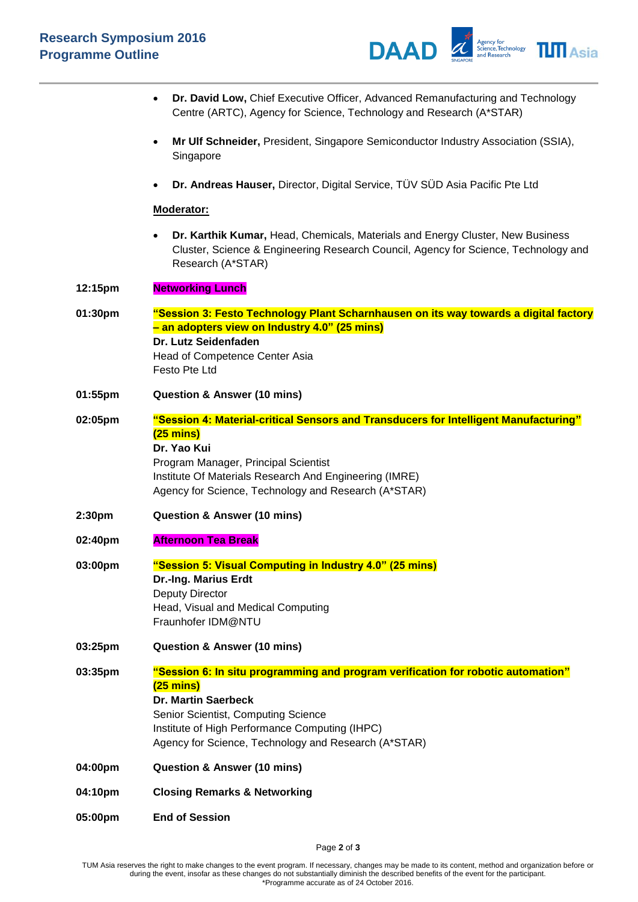- **Dr. David Low,** Chief Executive Officer, Advanced Remanufacturing and Technology Centre (ARTC), Agency for Science, Technology and Research (A*STAR)
- **Mr Ulf Schneider,** President, Singapore Semiconductor Industry Association (SSIA), Singapore
- **Dr. Andreas Hauser,** Director, Digital Service, TÜV SÜD Asia Pacific Pte Ltd

**Moderator:**

- **Dr. Karthik Kumar,** Head, Chemicals, Materials and Energy Cluster, New Business Cluster, Science & Engineering Research Council, Agency for Science, Technology and Research (A*STAR)

**12:15pm** **Networking Lunch**

**01:30pm** **"Session 3: Festo Technology Plant Scharnhausen on its way towards a digital factory – an adopters view on Industry 4.0" (25 mins)**
**Dr. Lutz Seidenfaden**
Head of Competence Center Asia
Festo Pte Ltd

**01:55pm** **Question & Answer (10 mins)**

**02:05pm** **"Session 4: Material-critical Sensors and Transducers for Intelligent Manufacturing" (25 mins)**
**Dr. Yao Kui**
Program Manager, Principal Scientist
Institute Of Materials Research And Engineering (IMRE)
Agency for Science, Technology and Research (A*STAR)

**2:30pm** **Question & Answer (10 mins)**

**02:40pm** **Afternoon Tea Break**

**03:00pm** **"Session 5: Visual Computing in Industry 4.0" (25 mins)**
**Dr.-Ing. Marius Erdt**
Deputy Director
Head, Visual and Medical Computing
Fraunhofer IDM@NTU

**03:25pm** **Question & Answer (10 mins)**

**03:35pm** **"Session 6: In situ programming and program verification for robotic automation" (25 mins)**
**Dr. Martin Saerbeck**
Senior Scientist, Computing Science
Institute of High Performance Computing (IHPC)
Agency for Science, Technology and Research (A*STAR)

**04:00pm** **Question & Answer (10 mins)**

**04:10pm** **Closing Remarks & Networking**

**05:00pm** **End of Session**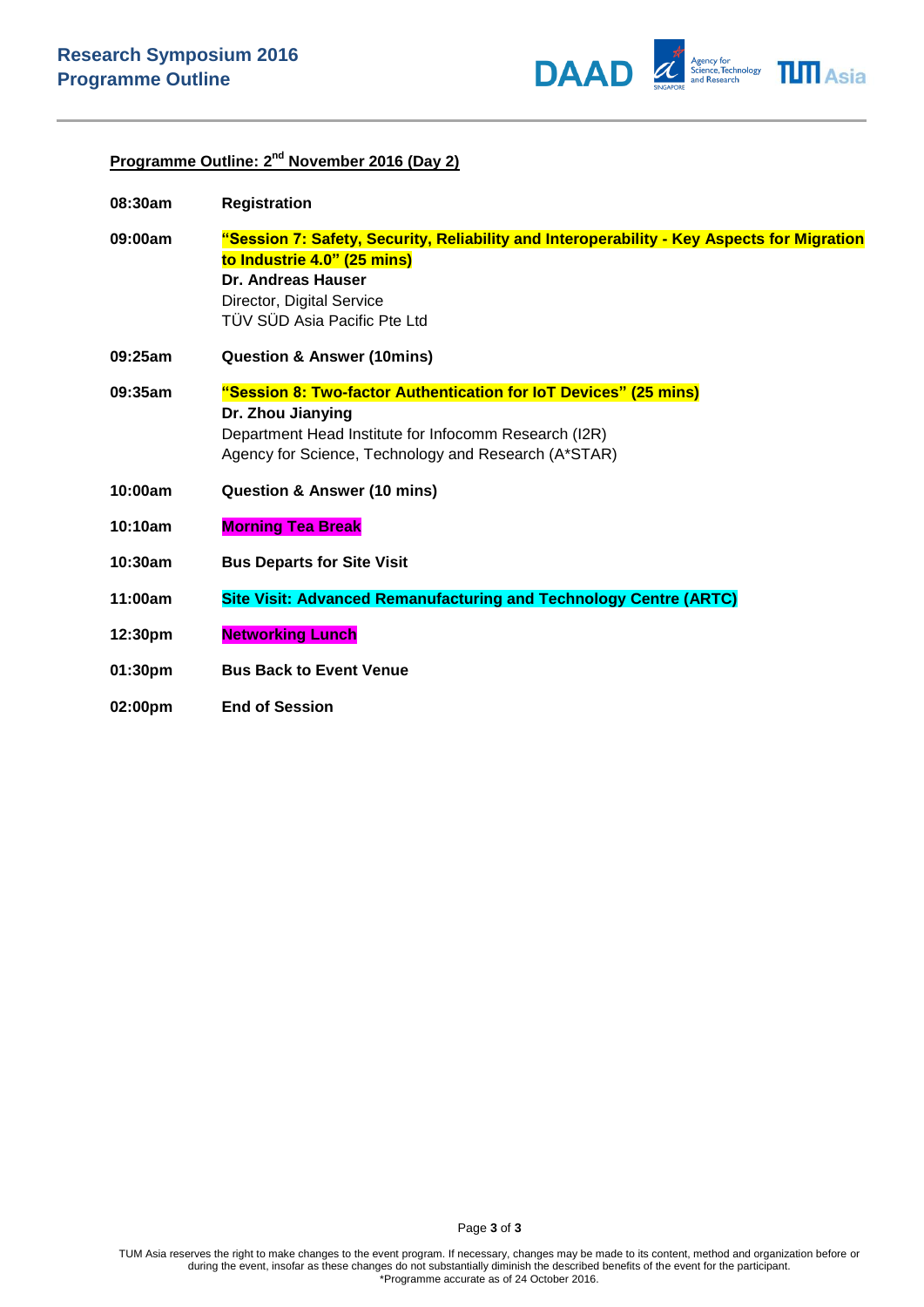**Programme Outline: 2nd November 2016 (Day 2)**

| | |
|---|---|
| **08:30am** | **Registration** |
| **09:00am** | **"Session 7: Safety, Security, Reliability and Interoperability - Key Aspects for Migration to Industrie 4.0" (25 mins)**<br>**Dr. Andreas Hauser**<br>Director, Digital Service<br>TÜV SÜD Asia Pacific Pte Ltd |
| **09:25am** | **Question & Answer (10mins)** |
| **09:35am** | **"Session 8: Two-factor Authentication for IoT Devices" (25 mins)**<br>**Dr. Zhou Jianying**<br>Department Head Institute for Infocomm Research (I2R)<br>Agency for Science, Technology and Research (A*STAR) |
| **10:00am** | **Question & Answer (10 mins)** |
| **10:10am** | **Morning Tea Break** |
| **10:30am** | **Bus Departs for Site Visit** |
| **11:00am** | **Site Visit: Advanced Remanufacturing and Technology Centre (ARTC)** |
| **12:30pm** | **Networking Lunch** |
| **01:30pm** | **Bus Back to Event Venue** |
| **02:00pm** | **End of Session** |

TUM Asia reserves the right to make changes to the event program. If necessary, changes may be made to its content, method and organization before or during the event, insofar as these changes do not substantially diminish the described benefits of the event for the participant.
*Programme accurate as of 24 October 2016.